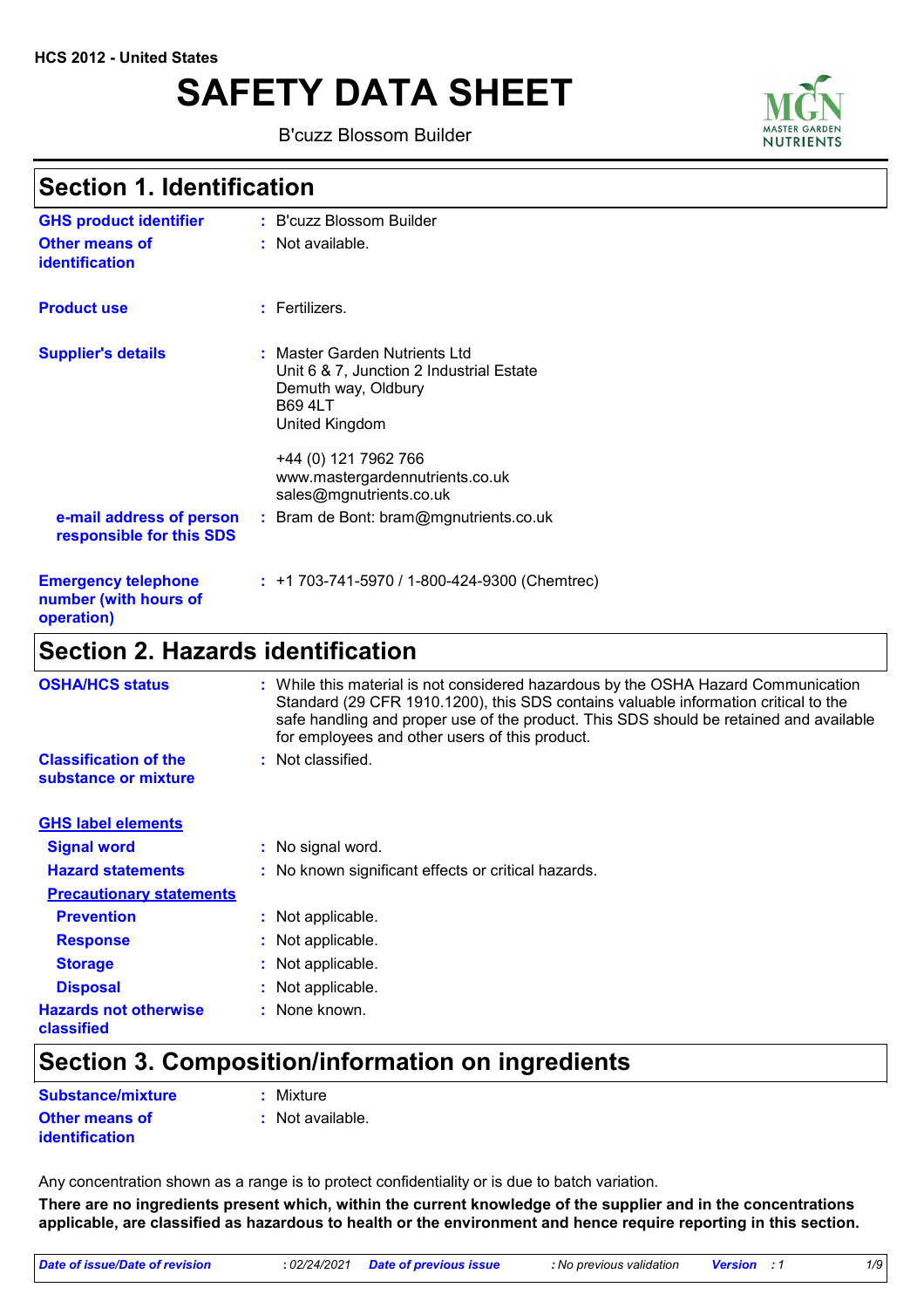HCS 2012 - United States

# SAFETY DATA SHEET

B'cuzz Blossom Builder

## Section 1. Identification

**GHS product identifier** : B'cuzz Blossom Builder

**Other means of identification** : Not available.

**Product use** : Fertilizers.

**Supplier's details** : Master Garden Nutrients Ltd
Unit 6 & 7, Junction 2 Industrial Estate
Demuth way, Oldbury
B69 4LT
United Kingdom

+44 (0) 121 7962 766
www.mastergardennutrients.co.uk
sales@mgnutrients.co.uk

**e-mail address of person responsible for this SDS** : Bram de Bont: bram@mgnutrients.co.uk

**Emergency telephone number (with hours of operation)** : +1 703-741-5970 / 1-800-424-9300 (Chemtrec)

## Section 2. Hazards identification

**OSHA/HCS status** : While this material is not considered hazardous by the OSHA Hazard Communication Standard (29 CFR 1910.1200), this SDS contains valuable information critical to the safe handling and proper use of the product. This SDS should be retained and available for employees and other users of this product.

**Classification of the substance or mixture** : Not classified.

**GHS label elements**

**Signal word** : No signal word.

**Hazard statements** : No known significant effects or critical hazards.

**Precautionary statements**

**Prevention** : Not applicable.

**Response** : Not applicable.

**Storage** : Not applicable.

**Disposal** : Not applicable.

**Hazards not otherwise classified** : None known.

## Section 3. Composition/information on ingredients

**Substance/mixture** : Mixture

**Other means of identification** : Not available.

Any concentration shown as a range is to protect confidentiality or is due to batch variation.

**There are no ingredients present which, within the current knowledge of the supplier and in the concentrations applicable, are classified as hazardous to health or the environment and hence require reporting in this section.**

*Date of issue/Date of revision* : 02/24/2021 *Date of previous issue* : No previous validation *Version* : 1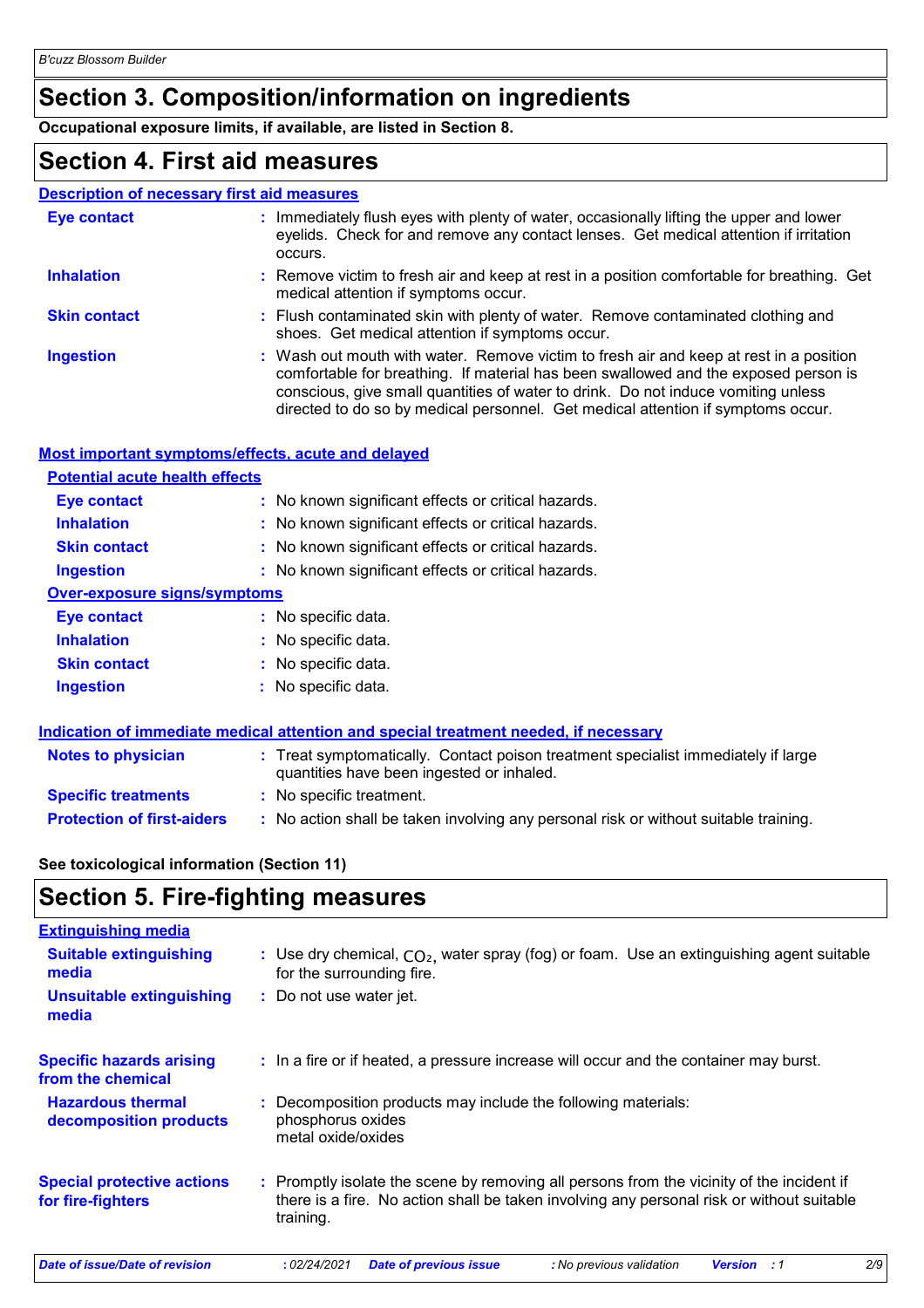# Section 3. Composition/information on ingredients

**Occupational exposure limits, if available, are listed in Section 8.**

# Section 4. First aid measures

## Description of necessary first aid measures

**Eye contact** : Immediately flush eyes with plenty of water, occasionally lifting the upper and lower eyelids. Check for and remove any contact lenses. Get medical attention if irritation occurs.

**Inhalation** : Remove victim to fresh air and keep at rest in a position comfortable for breathing. Get medical attention if symptoms occur.

**Skin contact** : Flush contaminated skin with plenty of water. Remove contaminated clothing and shoes. Get medical attention if symptoms occur.

**Ingestion** : Wash out mouth with water. Remove victim to fresh air and keep at rest in a position comfortable for breathing. If material has been swallowed and the exposed person is conscious, give small quantities of water to drink. Do not induce vomiting unless directed to do so by medical personnel. Get medical attention if symptoms occur.

## Most important symptoms/effects, acute and delayed

### Potential acute health effects

**Eye contact** : No known significant effects or critical hazards.

**Inhalation** : No known significant effects or critical hazards.

**Skin contact** : No known significant effects or critical hazards.

**Ingestion** : No known significant effects or critical hazards.

### Over-exposure signs/symptoms

**Eye contact** : No specific data.

**Inhalation** : No specific data.

**Skin contact** : No specific data.

**Ingestion** : No specific data.

## Indication of immediate medical attention and special treatment needed, if necessary

**Notes to physician** : Treat symptomatically. Contact poison treatment specialist immediately if large quantities have been ingested or inhaled.

**Specific treatments** : No specific treatment.

**Protection of first-aiders** : No action shall be taken involving any personal risk or without suitable training.

**See toxicological information (Section 11)**

# Section 5. Fire-fighting measures

## Extinguishing media

**Suitable extinguishing media** : Use dry chemical, $CO_2$, water spray (fog) or foam. Use an extinguishing agent suitable for the surrounding fire.

**Unsuitable extinguishing media** : Do not use water jet.

**Specific hazards arising from the chemical** : In a fire or if heated, a pressure increase will occur and the container may burst.

**Hazardous thermal decomposition products** : Decomposition products may include the following materials:
phosphorus oxides
metal oxide/oxides

**Special protective actions for fire-fighters** : Promptly isolate the scene by removing all persons from the vicinity of the incident if there is a fire. No action shall be taken involving any personal risk or without suitable training.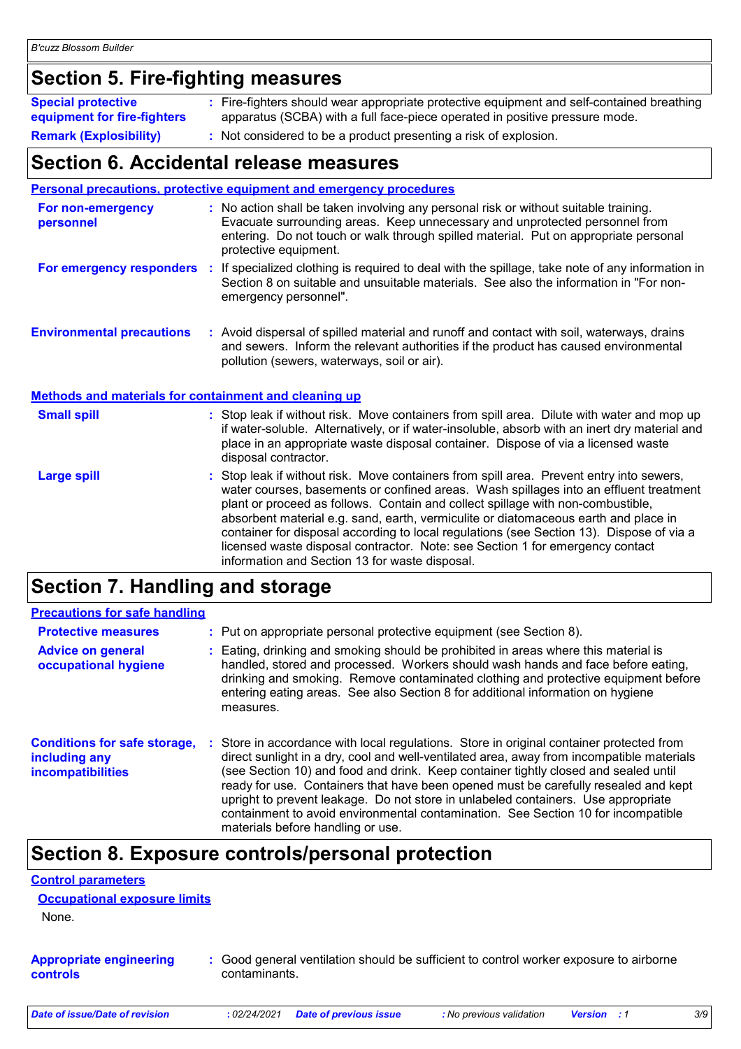## Section 5. Fire-fighting measures

**Special protective equipment for fire-fighters** : Fire-fighters should wear appropriate protective equipment and self-contained breathing apparatus (SCBA) with a full face-piece operated in positive pressure mode.

**Remark (Explosibility)** : Not considered to be a product presenting a risk of explosion.

## Section 6. Accidental release measures

### Personal precautions, protective equipment and emergency procedures

**For non-emergency personnel** : No action shall be taken involving any personal risk or without suitable training. Evacuate surrounding areas. Keep unnecessary and unprotected personnel from entering. Do not touch or walk through spilled material. Put on appropriate personal protective equipment.

**For emergency responders** : If specialized clothing is required to deal with the spillage, take note of any information in Section 8 on suitable and unsuitable materials. See also the information in "For non-emergency personnel".

**Environmental precautions** : Avoid dispersal of spilled material and runoff and contact with soil, waterways, drains and sewers. Inform the relevant authorities if the product has caused environmental pollution (sewers, waterways, soil or air).

### Methods and materials for containment and cleaning up

**Small spill** : Stop leak if without risk. Move containers from spill area. Dilute with water and mop up if water-soluble. Alternatively, or if water-insoluble, absorb with an inert dry material and place in an appropriate waste disposal container. Dispose of via a licensed waste disposal contractor.

**Large spill** : Stop leak if without risk. Move containers from spill area. Prevent entry into sewers, water courses, basements or confined areas. Wash spillages into an effluent treatment plant or proceed as follows. Contain and collect spillage with non-combustible, absorbent material e.g. sand, earth, vermiculite or diatomaceous earth and place in container for disposal according to local regulations (see Section 13). Dispose of via a licensed waste disposal contractor. Note: see Section 1 for emergency contact information and Section 13 for waste disposal.

## Section 7. Handling and storage

### Precautions for safe handling

**Protective measures** : Put on appropriate personal protective equipment (see Section 8).

**Advice on general occupational hygiene** : Eating, drinking and smoking should be prohibited in areas where this material is handled, stored and processed. Workers should wash hands and face before eating, drinking and smoking. Remove contaminated clothing and protective equipment before entering eating areas. See also Section 8 for additional information on hygiene measures.

**Conditions for safe storage, including any incompatibilities** : Store in accordance with local regulations. Store in original container protected from direct sunlight in a dry, cool and well-ventilated area, away from incompatible materials (see Section 10) and food and drink. Keep container tightly closed and sealed until ready for use. Containers that have been opened must be carefully resealed and kept upright to prevent leakage. Do not store in unlabeled containers. Use appropriate containment to avoid environmental contamination. See Section 10 for incompatible materials before handling or use.

## Section 8. Exposure controls/personal protection

### Control parameters

#### Occupational exposure limits

None.

**Appropriate engineering controls** : Good general ventilation should be sufficient to control worker exposure to airborne contaminants.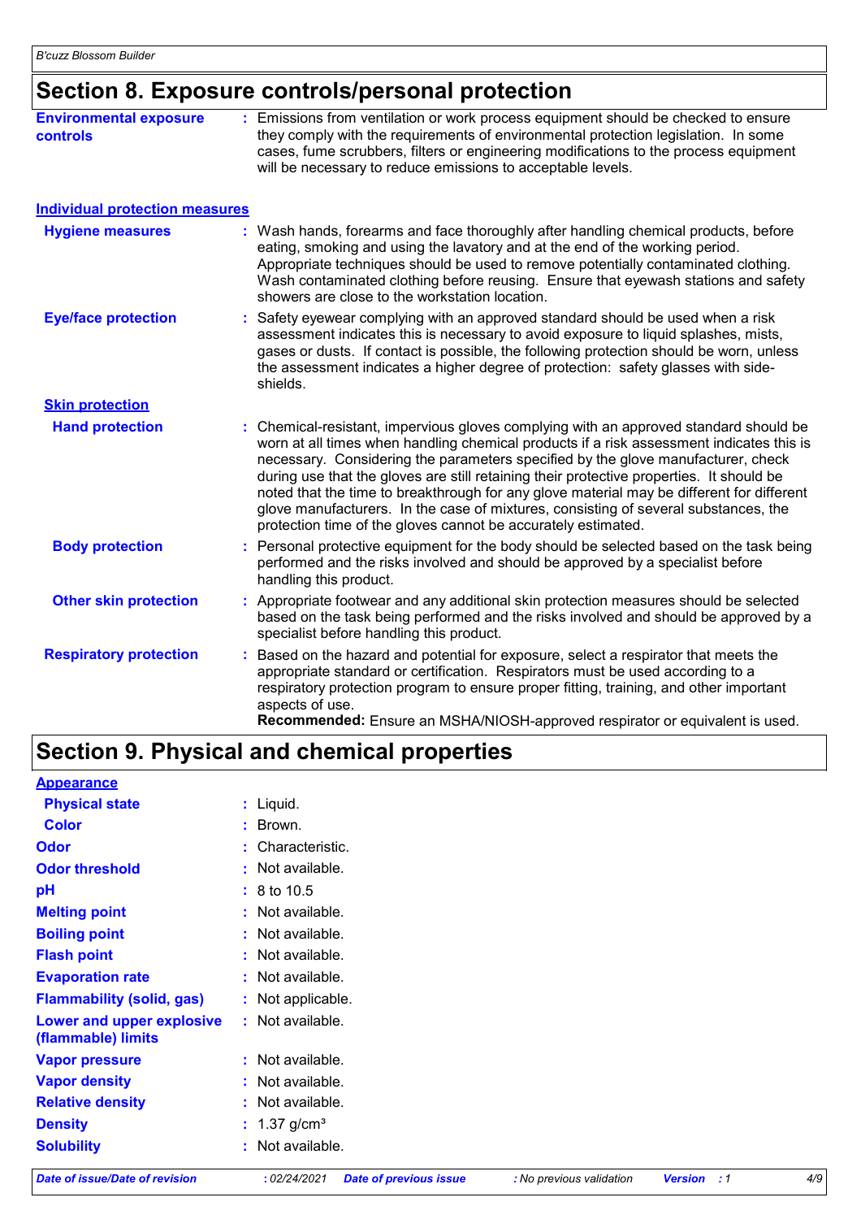## Section 8. Exposure controls/personal protection

**Environmental exposure controls** : Emissions from ventilation or work process equipment should be checked to ensure they comply with the requirements of environmental protection legislation. In some cases, fume scrubbers, filters or engineering modifications to the process equipment will be necessary to reduce emissions to acceptable levels.

### Individual protection measures

**Hygiene measures** : Wash hands, forearms and face thoroughly after handling chemical products, before eating, smoking and using the lavatory and at the end of the working period. Appropriate techniques should be used to remove potentially contaminated clothing. Wash contaminated clothing before reusing. Ensure that eyewash stations and safety showers are close to the workstation location.

**Eye/face protection** : Safety eyewear complying with an approved standard should be used when a risk assessment indicates this is necessary to avoid exposure to liquid splashes, mists, gases or dusts. If contact is possible, the following protection should be worn, unless the assessment indicates a higher degree of protection: safety glasses with side-shields.

**Skin protection**

**Hand protection** : Chemical-resistant, impervious gloves complying with an approved standard should be worn at all times when handling chemical products if a risk assessment indicates this is necessary. Considering the parameters specified by the glove manufacturer, check during use that the gloves are still retaining their protective properties. It should be noted that the time to breakthrough for any glove material may be different for different glove manufacturers. In the case of mixtures, consisting of several substances, the protection time of the gloves cannot be accurately estimated.

**Body protection** : Personal protective equipment for the body should be selected based on the task being performed and the risks involved and should be approved by a specialist before handling this product.

**Other skin protection** : Appropriate footwear and any additional skin protection measures should be selected based on the task being performed and the risks involved and should be approved by a specialist before handling this product.

**Respiratory protection** : Based on the hazard and potential for exposure, select a respirator that meets the appropriate standard or certification. Respirators must be used according to a respiratory protection program to ensure proper fitting, training, and other important aspects of use.
**Recommended:** Ensure an MSHA/NIOSH-approved respirator or equivalent is used.

## Section 9. Physical and chemical properties

**Appearance**

| Property | Value |
|---|---|
| Physical state | Liquid. |
| Color | Brown. |
| Odor | Characteristic. |
| Odor threshold | Not available. |
| pH | 8 to 10.5 |
| Melting point | Not available. |
| Boiling point | Not available. |
| Flash point | Not available. |
| Evaporation rate | Not available. |
| Flammability (solid, gas) | Not applicable. |
| Lower and upper explosive (flammable) limits | Not available. |
| Vapor pressure | Not available. |
| Vapor density | Not available. |
| Relative density | Not available. |
| Density | 1.37 $g/cm^3$ |
| Solubility | Not available. |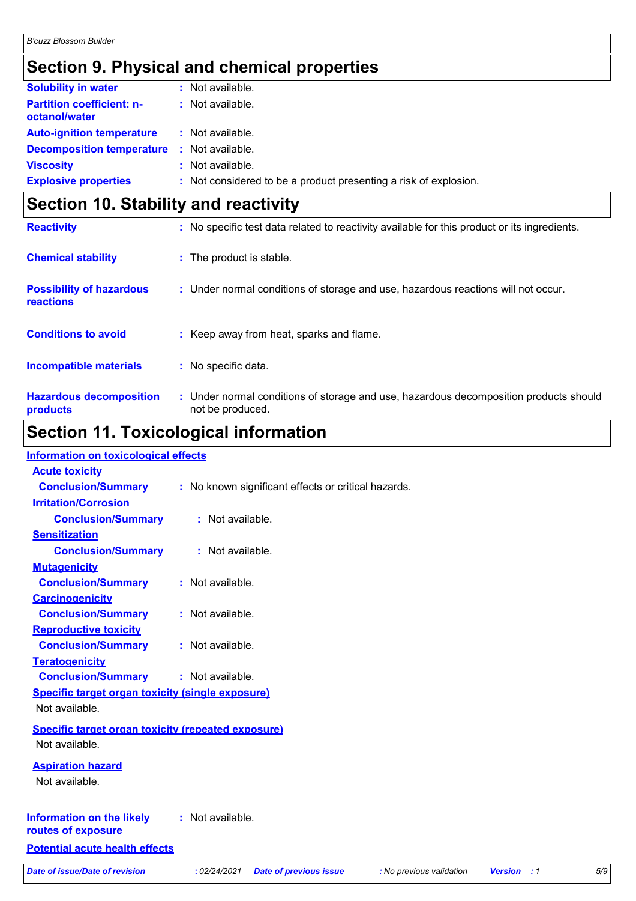## Section 9. Physical and chemical properties

| | |
|---|---|
| **Solubility in water** | : Not available. |
| **Partition coefficient: n-octanol/water** | : Not available. |
| **Auto-ignition temperature** | : Not available. |
| **Decomposition temperature** | : Not available. |
| **Viscosity** | : Not available. |
| **Explosive properties** | : Not considered to be a product presenting a risk of explosion. |

## Section 10. Stability and reactivity

| | |
|---|---|
| **Reactivity** | : No specific test data related to reactivity available for this product or its ingredients. |
| **Chemical stability** | : The product is stable. |
| **Possibility of hazardous reactions** | : Under normal conditions of storage and use, hazardous reactions will not occur. |
| **Conditions to avoid** | : Keep away from heat, sparks and flame. |
| **Incompatible materials** | : No specific data. |
| **Hazardous decomposition products** | : Under normal conditions of storage and use, hazardous decomposition products should not be produced. |

## Section 11. Toxicological information

**Information on toxicological effects**

**Acute toxicity**

**Conclusion/Summary** : No known significant effects or critical hazards.

**Irritation/Corrosion**

**Conclusion/Summary** : Not available.

**Sensitization**

**Conclusion/Summary** : Not available.

**Mutagenicity**

**Conclusion/Summary** : Not available.

**Carcinogenicity**

**Conclusion/Summary** : Not available.

**Reproductive toxicity**

**Conclusion/Summary** : Not available.

**Teratogenicity**

**Conclusion/Summary** : Not available.

**Specific target organ toxicity (single exposure)**

Not available.

**Specific target organ toxicity (repeated exposure)**

Not available.

**Aspiration hazard**

Not available.

**Information on the likely routes of exposure** : Not available.

**Potential acute health effects**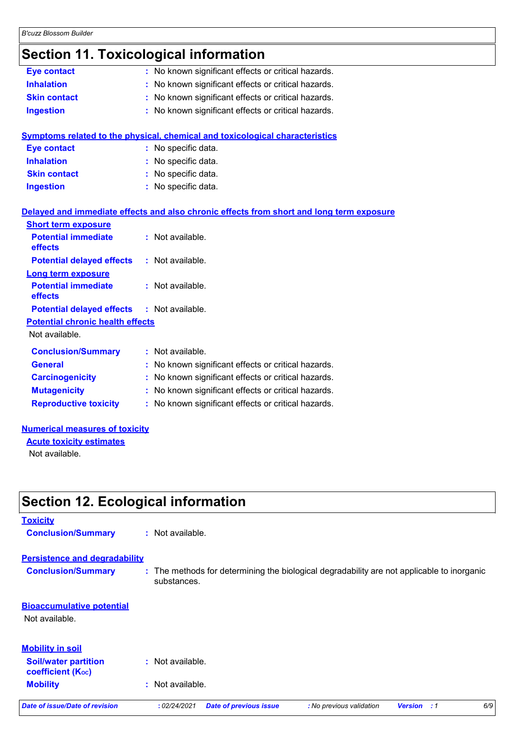## Section 11. Toxicological information

| | | |
|---|---|---|
| **Eye contact** | : | No known significant effects or critical hazards. |
| **Inhalation** | : | No known significant effects or critical hazards. |
| **Skin contact** | : | No known significant effects or critical hazards. |
| **Ingestion** | : | No known significant effects or critical hazards. |

### Symptoms related to the physical, chemical and toxicological characteristics

| | | |
|---|---|---|
| **Eye contact** | : | No specific data. |
| **Inhalation** | : | No specific data. |
| **Skin contact** | : | No specific data. |
| **Ingestion** | : | No specific data. |

### Delayed and immediate effects and also chronic effects from short and long term exposure

**Short term exposure**

| | | |
|---|---|---|
| **Potential immediate effects** | : | Not available. |
| **Potential delayed effects** | : | Not available. |

**Long term exposure**

| | | |
|---|---|---|
| **Potential immediate effects** | : | Not available. |
| **Potential delayed effects** | : | Not available. |

**Potential chronic health effects**

Not available.

| | | |
|---|---|---|
| **Conclusion/Summary** | : | Not available. |
| **General** | : | No known significant effects or critical hazards. |
| **Carcinogenicity** | : | No known significant effects or critical hazards. |
| **Mutagenicity** | : | No known significant effects or critical hazards. |
| **Reproductive toxicity** | : | No known significant effects or critical hazards. |

### Numerical measures of toxicity

**Acute toxicity estimates**

Not available.

## Section 12. Ecological information

### Toxicity

| | | |
|---|---|---|
| **Conclusion/Summary** | : | Not available. |

### Persistence and degradability

| | | |
|---|---|---|
| **Conclusion/Summary** | : | The methods for determining the biological degradability are not applicable to inorganic substances. |

### Bioaccumulative potential

Not available.

### Mobility in soil

| | | |
|---|---|---|
| **Soil/water partition coefficient ($K_{OC}$)** | : | Not available. |
| **Mobility** | : | Not available. |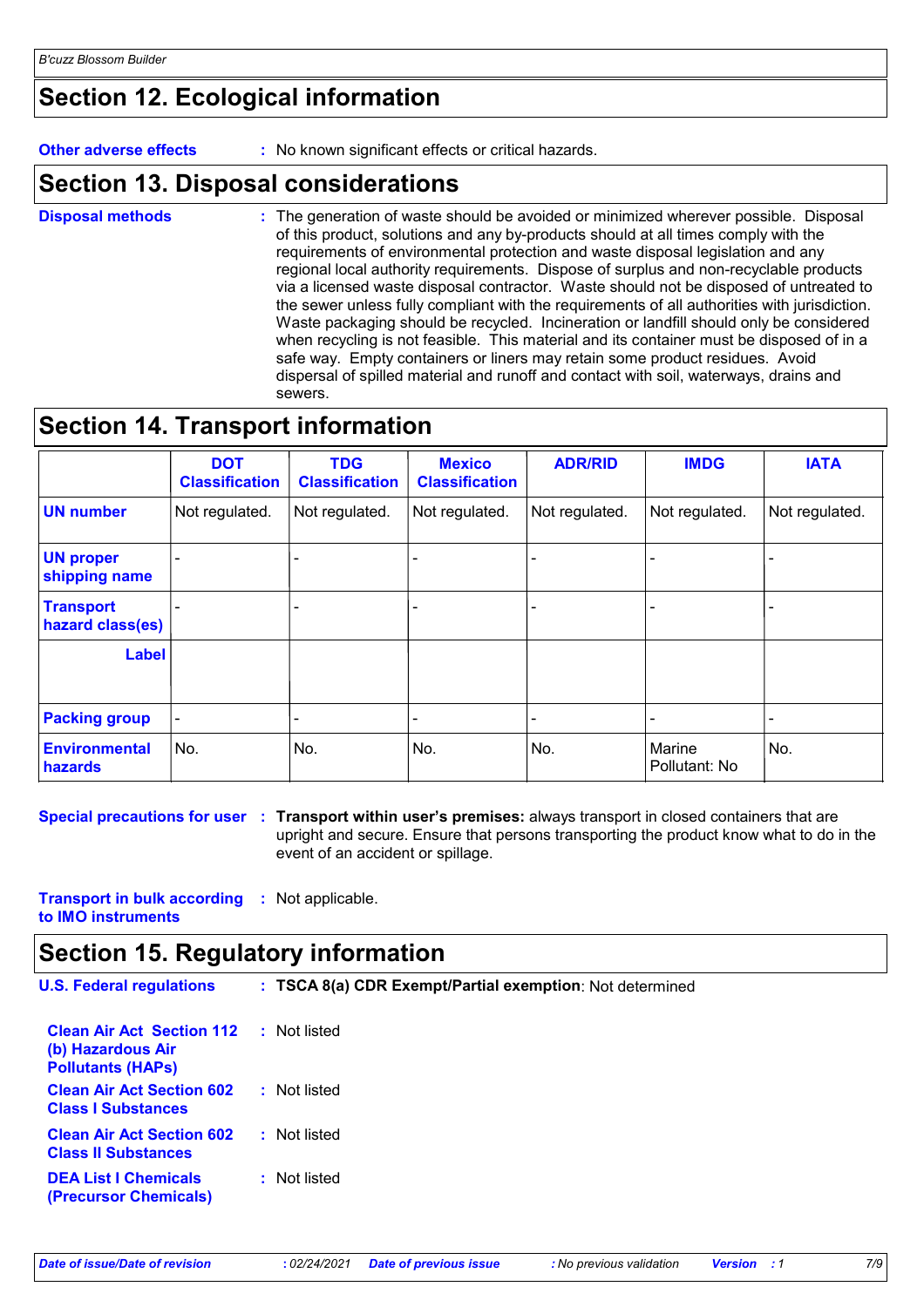## Section 12. Ecological information

**Other adverse effects** : No known significant effects or critical hazards.

## Section 13. Disposal considerations

**Disposal methods** : The generation of waste should be avoided or minimized wherever possible. Disposal of this product, solutions and any by-products should at all times comply with the requirements of environmental protection and waste disposal legislation and any regional local authority requirements. Dispose of surplus and non-recyclable products via a licensed waste disposal contractor. Waste should not be disposed of untreated to the sewer unless fully compliant with the requirements of all authorities with jurisdiction. Waste packaging should be recycled. Incineration or landfill should only be considered when recycling is not feasible. This material and its container must be disposed of in a safe way. Empty containers or liners may retain some product residues. Avoid dispersal of spilled material and runoff and contact with soil, waterways, drains and sewers.

## Section 14. Transport information

| | DOT Classification | TDG Classification | Mexico Classification | ADR/RID | IMDG | IATA |
|---|---|---|---|---|---|---|
| **UN number** | Not regulated. | Not regulated. | Not regulated. | Not regulated. | Not regulated. | Not regulated. |
| **UN proper shipping name** | - | - | - | - | - | - |
| **Transport hazard class(es)** | - | - | - | - | - | - |
| **Label** | | | | | | |
| **Packing group** | - | - | - | - | - | - |
| **Environmental hazards** | No. | No. | No. | No. | Marine Pollutant: No | No. |

**Special precautions for user** : **Transport within user's premises:** always transport in closed containers that are upright and secure. Ensure that persons transporting the product know what to do in the event of an accident or spillage.

**Transport in bulk according to IMO instruments** : Not applicable.

## Section 15. Regulatory information

**U.S. Federal regulations** : **TSCA 8(a) CDR Exempt/Partial exemption**: Not determined

**Clean Air Act Section 112 (b) Hazardous Air Pollutants (HAPs)** : Not listed

**Clean Air Act Section 602 Class I Substances** : Not listed

**Clean Air Act Section 602 Class II Substances** : Not listed

**DEA List I Chemicals (Precursor Chemicals)** : Not listed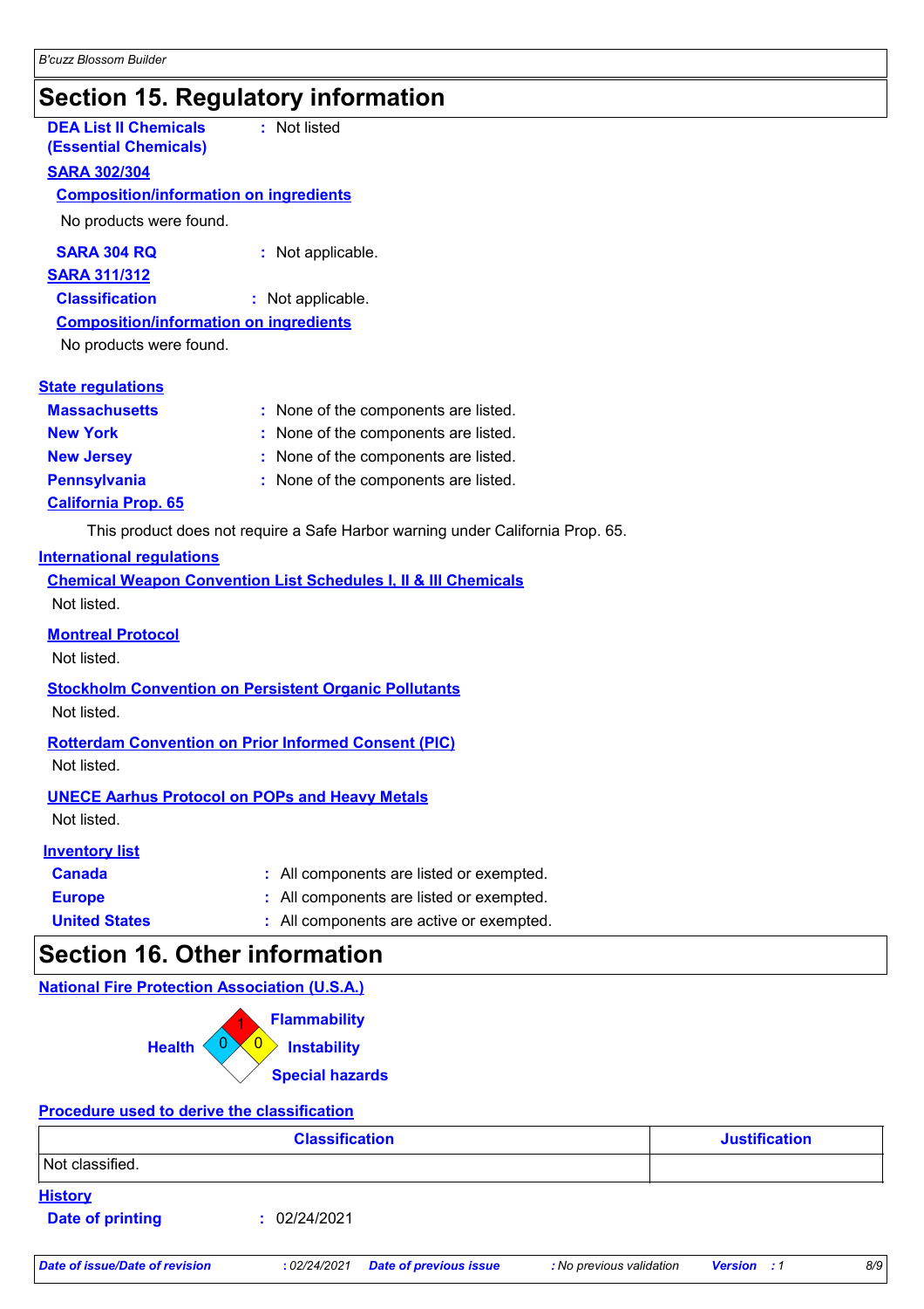## Section 15. Regulatory information

**DEA List II Chemicals (Essential Chemicals)** : Not listed

**SARA 302/304**

**Composition/information on ingredients**

No products were found.

**SARA 304 RQ** : Not applicable.

**SARA 311/312**

**Classification** : Not applicable.

**Composition/information on ingredients**

No products were found.

**State regulations**

**Massachusetts** : None of the components are listed.

**New York** : None of the components are listed.

**New Jersey** : None of the components are listed.

**Pennsylvania** : None of the components are listed.

**California Prop. 65**

This product does not require a Safe Harbor warning under California Prop. 65.

**International regulations**

**Chemical Weapon Convention List Schedules I, II & III Chemicals**

Not listed.

**Montreal Protocol**

Not listed.

**Stockholm Convention on Persistent Organic Pollutants**

Not listed.

**Rotterdam Convention on Prior Informed Consent (PIC)**

Not listed.

**UNECE Aarhus Protocol on POPs and Heavy Metals**

Not listed.

**Inventory list**

**Canada** : All components are listed or exempted.

**Europe** : All components are listed or exempted.

**United States** : All components are active or exempted.

## Section 16. Other information

**National Fire Protection Association (U.S.A.)**

**Health**: 0
**Flammability**: 1
**Instability**: 0
**Special hazards**:

**Procedure used to derive the classification**

| Classification | Justification |
| --- | --- |
| Not classified. | |

**History**

**Date of printing** : 02/24/2021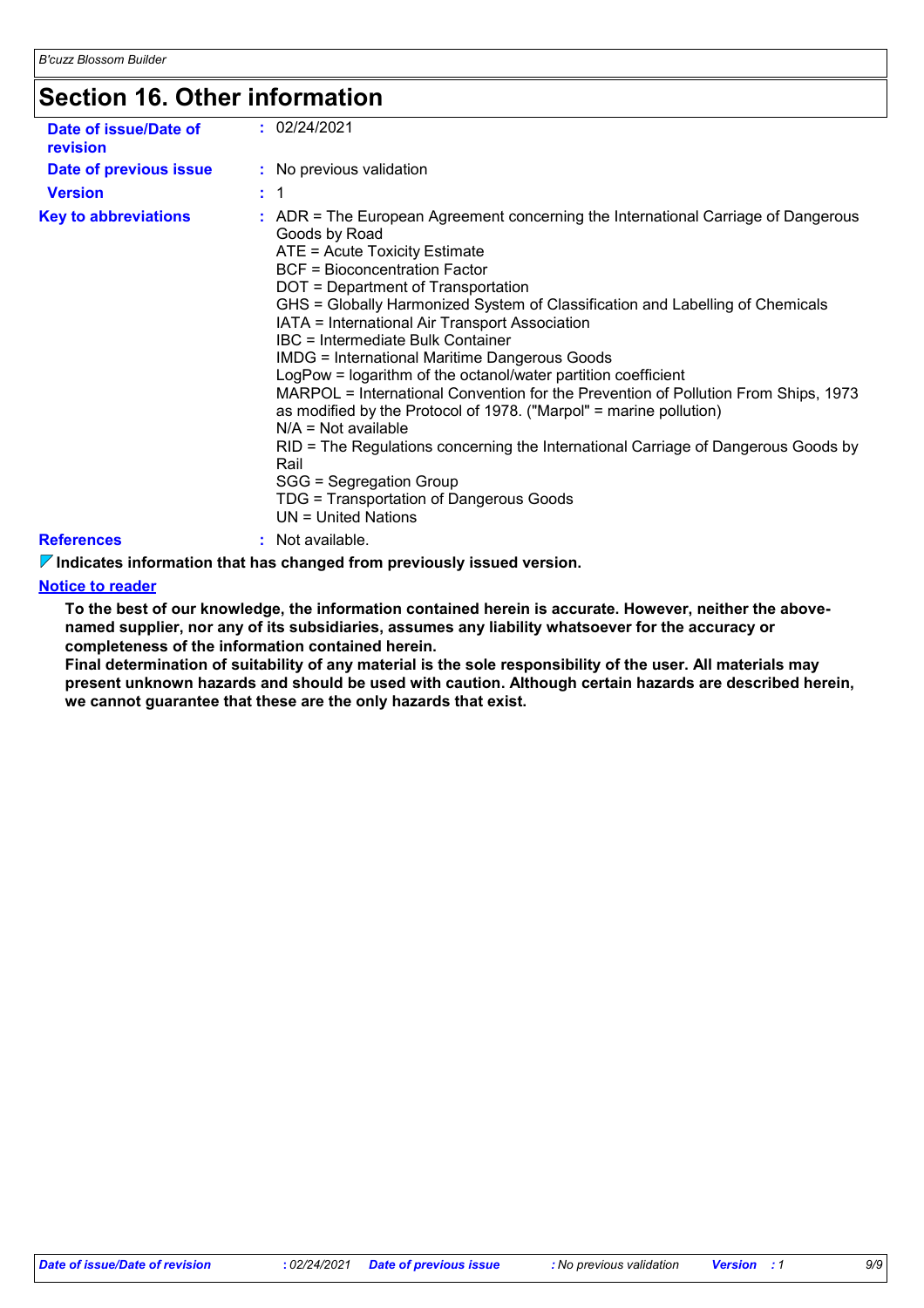## Section 16. Other information

**Date of issue/Date of revision** : 02/24/2021

**Date of previous issue** : No previous validation

**Version** : 1

**Key to abbreviations** : ADR = The European Agreement concerning the International Carriage of Dangerous Goods by Road
ATE = Acute Toxicity Estimate
BCF = Bioconcentration Factor
DOT = Department of Transportation
GHS = Globally Harmonized System of Classification and Labelling of Chemicals
IATA = International Air Transport Association
IBC = Intermediate Bulk Container
IMDG = International Maritime Dangerous Goods
LogPow = logarithm of the octanol/water partition coefficient
MARPOL = International Convention for the Prevention of Pollution From Ships, 1973 as modified by the Protocol of 1978. ("Marpol" = marine pollution)
N/A = Not available
RID = The Regulations concerning the International Carriage of Dangerous Goods by Rail
SGG = Segregation Group
TDG = Transportation of Dangerous Goods
UN = United Nations

**References** : Not available.

**Indicates information that has changed from previously issued version.**

**Notice to reader**

**To the best of our knowledge, the information contained herein is accurate. However, neither the above-named supplier, nor any of its subsidiaries, assumes any liability whatsoever for the accuracy or completeness of the information contained herein.**
**Final determination of suitability of any material is the sole responsibility of the user. All materials may present unknown hazards and should be used with caution. Although certain hazards are described herein, we cannot guarantee that these are the only hazards that exist.**